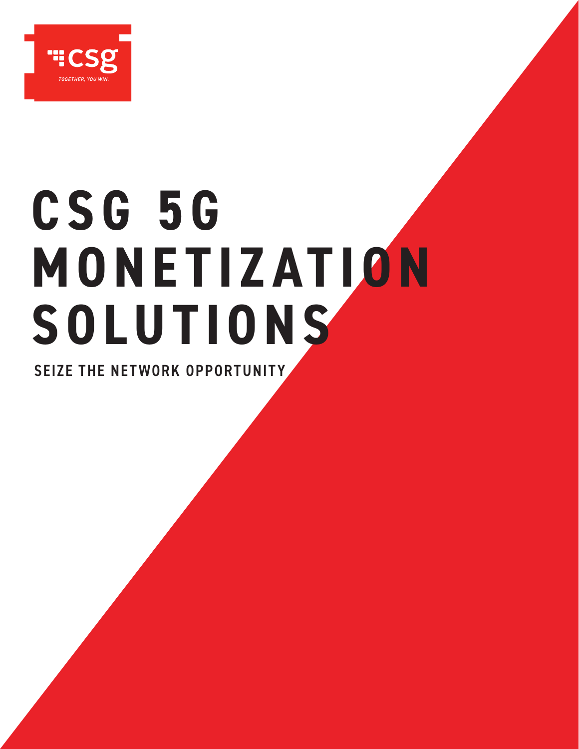csg

TOGETHER, YOU WIN.

# CSG 5G MONETIZATION SOLUTIONS

## SEIZE THE NETWORK OPPORTUNITY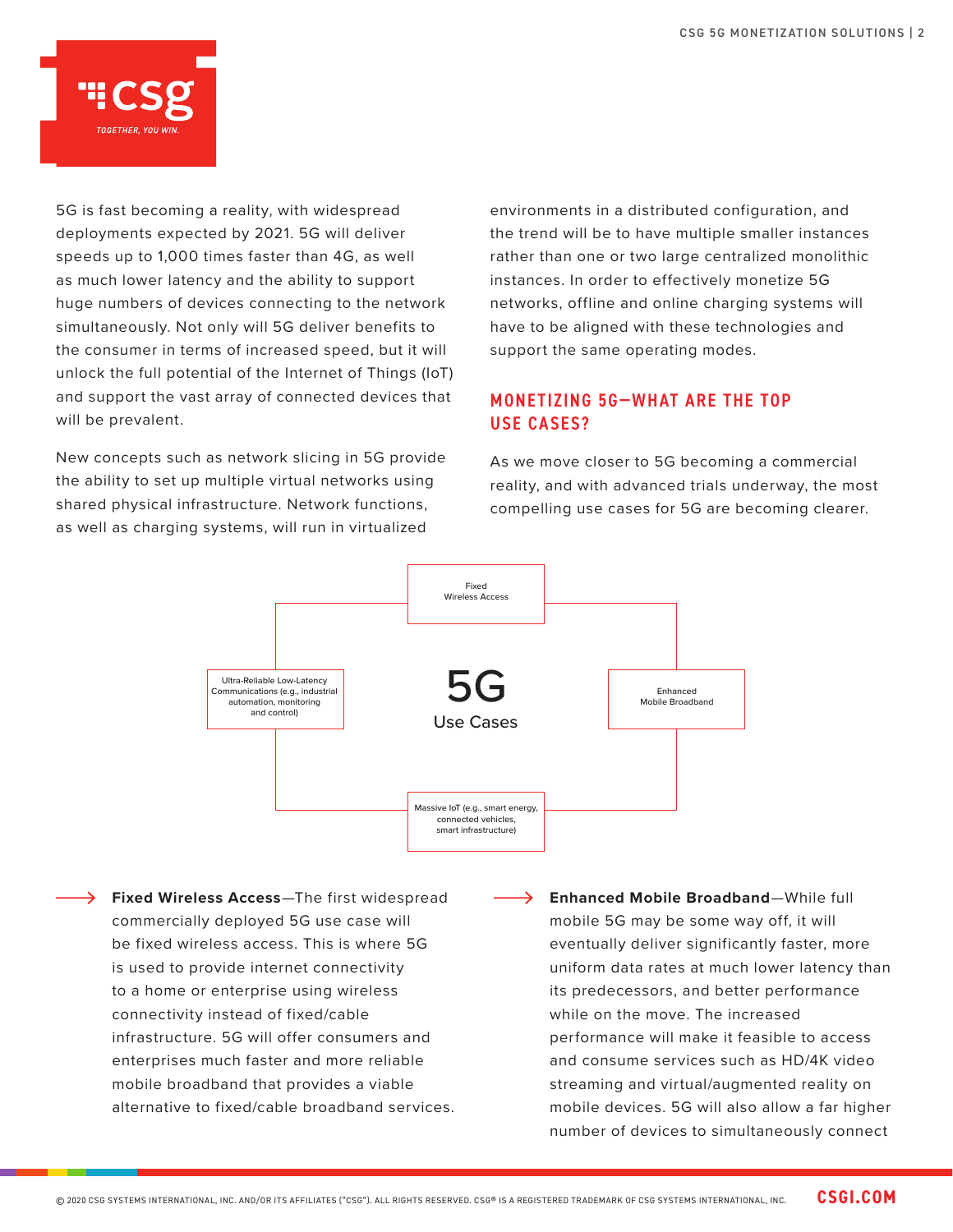5G is fast becoming a reality, with widespread deployments expected by 2021. 5G will deliver speeds up to 1,000 times faster than 4G, as well as much lower latency and the ability to support huge numbers of devices connecting to the network simultaneously. Not only will 5G deliver benefits to the consumer in terms of increased speed, but it will unlock the full potential of the Internet of Things (IoT) and support the vast array of connected devices that will be prevalent.

New concepts such as network slicing in 5G provide the ability to set up multiple virtual networks using shared physical infrastructure. Network functions, as well as charging systems, will run in virtualized environments in a distributed configuration, and the trend will be to have multiple smaller instances rather than one or two large centralized monolithic instances. In order to effectively monetize 5G networks, offline and online charging systems will have to be aligned with these technologies and support the same operating modes.

## MONETIZING 5G—WHAT ARE THE TOP USE CASES?

As we move closer to 5G becoming a commercial reality, and with advanced trials underway, the most compelling use cases for 5G are becoming clearer.

**5G Use Cases**

- Fixed Wireless Access
- Enhanced Mobile Broadband
- Massive IoT (e.g., smart energy, connected vehicles, smart infrastructure)
- Ultra-Reliable Low-Latency Communications (e.g., industrial automation, monitoring and control)

**Fixed Wireless Access**—The first widespread commercially deployed 5G use case will be fixed wireless access. This is where 5G is used to provide internet connectivity to a home or enterprise using wireless connectivity instead of fixed/cable infrastructure. 5G will offer consumers and enterprises much faster and more reliable mobile broadband that provides a viable alternative to fixed/cable broadband services.

**Enhanced Mobile Broadband**—While full mobile 5G may be some way off, it will eventually deliver significantly faster, more uniform data rates at much lower latency than its predecessors, and better performance while on the move. The increased performance will make it feasible to access and consume services such as HD/4K video streaming and virtual/augmented reality on mobile devices. 5G will also allow a far higher number of devices to simultaneously connect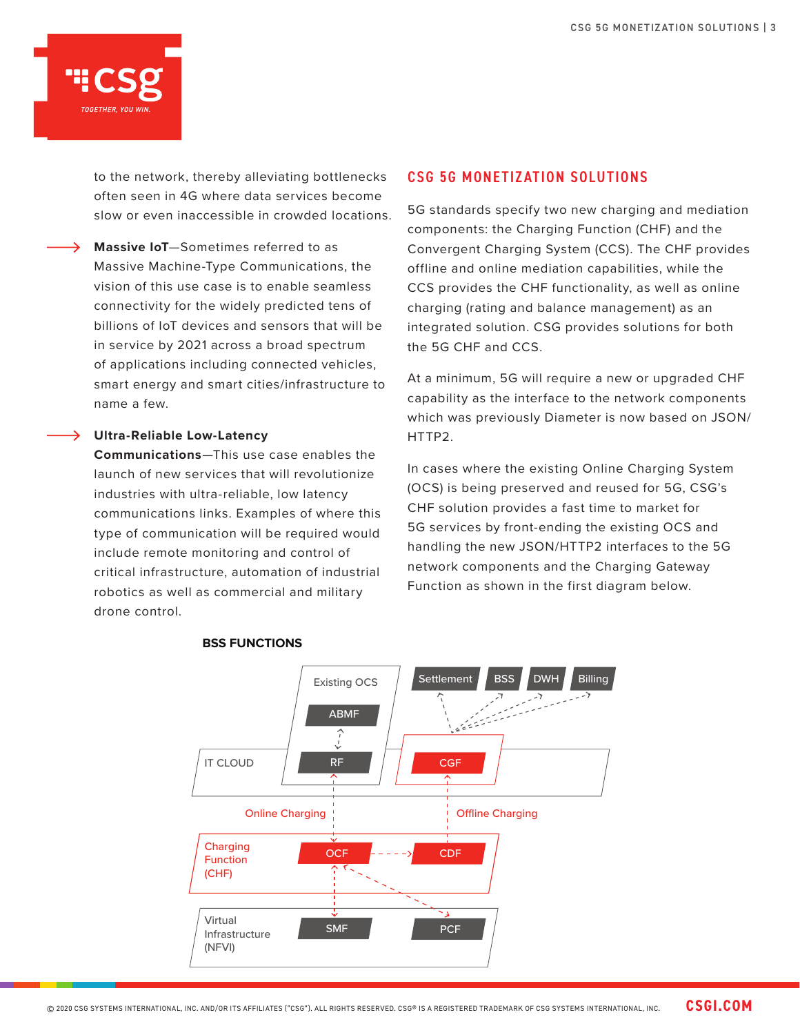to the network, thereby alleviating bottlenecks often seen in 4G where data services become slow or even inaccessible in crowded locations.

- **Massive IoT**—Sometimes referred to as Massive Machine-Type Communications, the vision of this use case is to enable seamless connectivity for the widely predicted tens of billions of IoT devices and sensors that will be in service by 2021 across a broad spectrum of applications including connected vehicles, smart energy and smart cities/infrastructure to name a few.

- **Ultra-Reliable Low-Latency Communications**—This use case enables the launch of new services that will revolutionize industries with ultra-reliable, low latency communications links. Examples of where this type of communication will be required would include remote monitoring and control of critical infrastructure, automation of industrial robotics as well as commercial and military drone control.

## CSG 5G MONETIZATION SOLUTIONS

5G standards specify two new charging and mediation components: the Charging Function (CHF) and the Convergent Charging System (CCS). The CHF provides offline and online mediation capabilities, while the CCS provides the CHF functionality, as well as online charging (rating and balance management) as an integrated solution. CSG provides solutions for both the 5G CHF and CCS.

At a minimum, 5G will require a new or upgraded CHF capability as the interface to the network components which was previously Diameter is now based on JSON/HTTP2.

In cases where the existing Online Charging System (OCS) is being preserved and reused for 5G, CSG's CHF solution provides a fast time to market for 5G services by front-ending the existing OCS and handling the new JSON/HTTP2 interfaces to the 5G network components and the Charging Gateway Function as shown in the first diagram below.

**BSS FUNCTIONS**

Existing OCS: ABMF, RF
Settlement | BSS | DWH | Billing
IT CLOUD: CGF
Online Charging | Offline Charging
Charging Function (CHF): OCF, CDF
Virtual Infrastructure (NFVI): SMF, PCF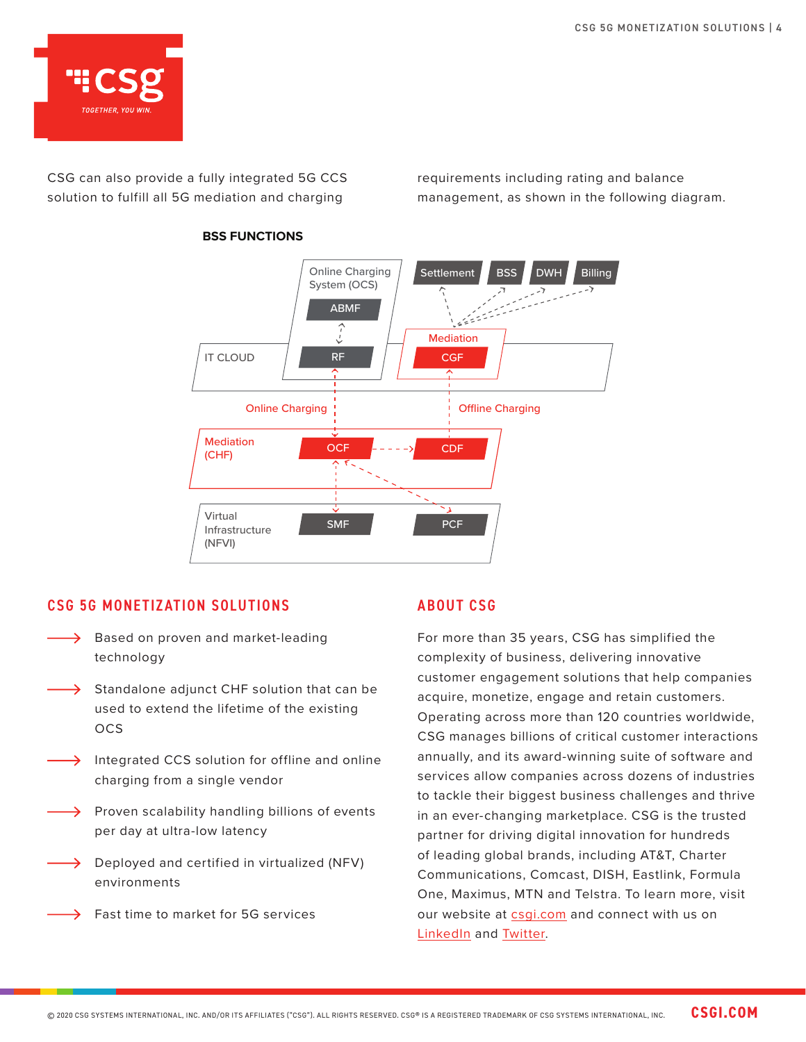CSG can also provide a fully integrated 5G CCS solution to fulfill all 5G mediation and charging requirements including rating and balance management, as shown in the following diagram.

**BSS FUNCTIONS**

Online Charging System (OCS)
ABMF
RF
IT CLOUD
Settlement
BSS
DWH
Billing
Mediation
CGF
Online Charging
Offline Charging
Mediation (CHF)
OCF
CDF
Virtual Infrastructure (NFVI)
SMF
PCF

## CSG 5G MONETIZATION SOLUTIONS

- Based on proven and market-leading technology
- Standalone adjunct CHF solution that can be used to extend the lifetime of the existing OCS
- Integrated CCS solution for offline and online charging from a single vendor
- Proven scalability handling billions of events per day at ultra-low latency
- Deployed and certified in virtualized (NFV) environments
- Fast time to market for 5G services

## ABOUT CSG

For more than 35 years, CSG has simplified the complexity of business, delivering innovative customer engagement solutions that help companies acquire, monetize, engage and retain customers. Operating across more than 120 countries worldwide, CSG manages billions of critical customer interactions annually, and its award-winning suite of software and services allow companies across dozens of industries to tackle their biggest business challenges and thrive in an ever-changing marketplace. CSG is the trusted partner for driving digital innovation for hundreds of leading global brands, including AT&T, Charter Communications, Comcast, DISH, Eastlink, Formula One, Maximus, MTN and Telstra. To learn more, visit our website at csgi.com and connect with us on LinkedIn and Twitter.

© 2020 CSG SYSTEMS INTERNATIONAL, INC. AND/OR ITS AFFILIATES ("CSG"). ALL RIGHTS RESERVED. CSG® IS A REGISTERED TRADEMARK OF CSG SYSTEMS INTERNATIONAL, INC.